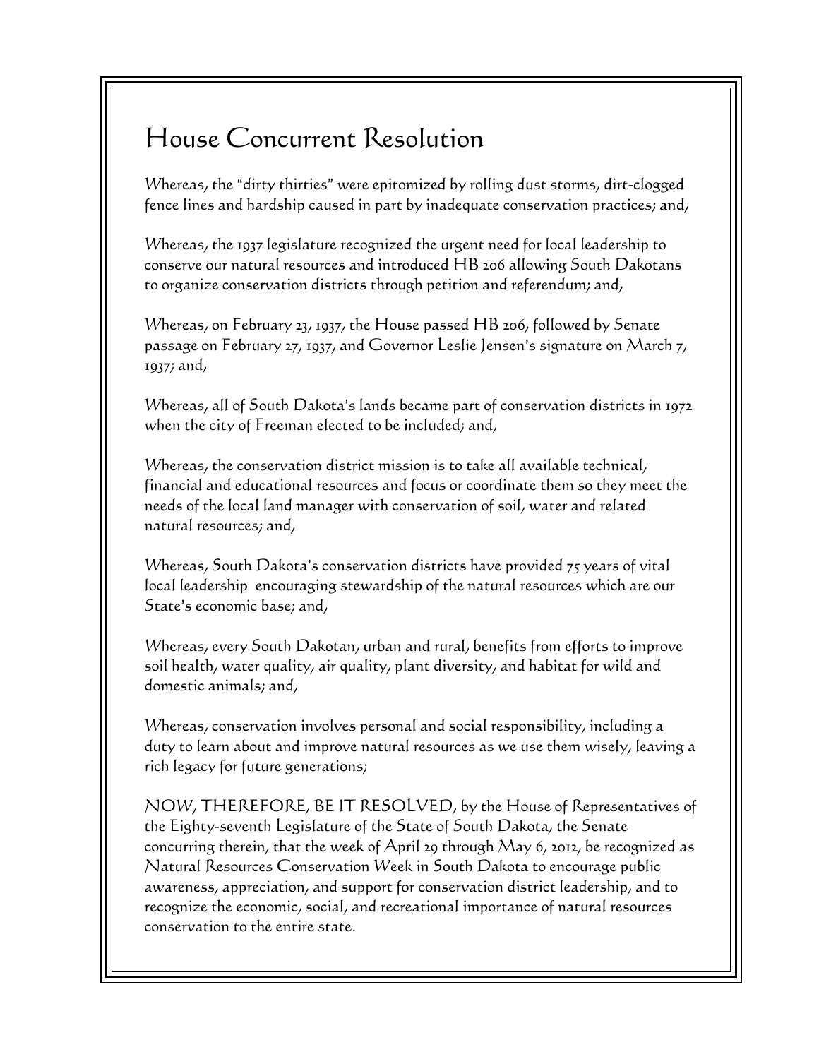# House Concurrent Resolution

Whereas, the "dirty thirties" were epitomized by rolling dust storms, dirt-clogged fence lines and hardship caused in part by inadequate conservation practices; and,

Whereas, the 1937 legislature recognized the urgent need for local leadership to conserve our natural resources and introduced HB 206 allowing South Dakotans to organize conservation districts through petition and referendum; and,

Whereas, on February 23, 1937, the House passed HB 206, followed by Senate passage on February 27, 1937, and Governor Leslie Jensen's signature on March 7, 1937; and,

Whereas, all of South Dakota's lands became part of conservation districts in 1972 when the city of Freeman elected to be included; and,

Whereas, the conservation district mission is to take all available technical, financial and educational resources and focus or coordinate them so they meet the needs of the local land manager with conservation of soil, water and related natural resources; and,

Whereas, South Dakota's conservation districts have provided 75 years of vital local leadership encouraging stewardship of the natural resources which are our State's economic base; and,

Whereas, every South Dakotan, urban and rural, benefits from efforts to improve soil health, water quality, air quality, plant diversity, and habitat for wild and domestic animals; and,

Whereas, conservation involves personal and social responsibility, including a duty to learn about and improve natural resources as we use them wisely, leaving a rich legacy for future generations;

NOW, THEREFORE, BE IT RESOLVED, by the House of Representatives of the Eighty-seventh Legislature of the State of South Dakota, the Senate concurring therein, that the week of April 29 through May 6, 2012, be recognized as Natural Resources Conservation Week in South Dakota to encourage public awareness, appreciation, and support for conservation district leadership, and to recognize the economic, social, and recreational importance of natural resources conservation to the entire state.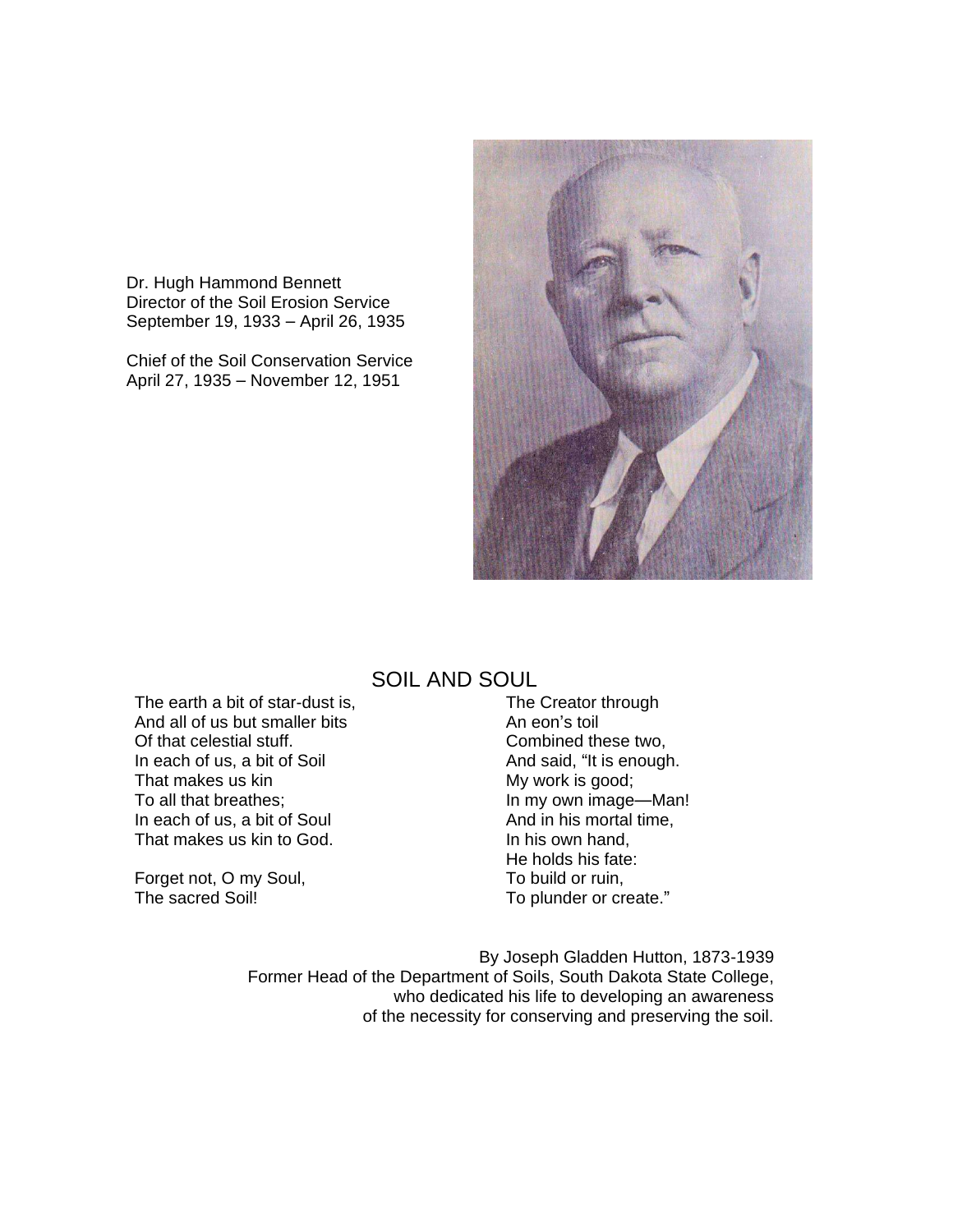Dr. Hugh Hammond Bennett
Director of the Soil Erosion Service
September 19, 1933 – April 26, 1935

Chief of the Soil Conservation Service
April 27, 1935 – November 12, 1951

## SOIL AND SOUL

The earth a bit of star-dust is,
And all of us but smaller bits
Of that celestial stuff.
In each of us, a bit of Soil
That makes us kin
To all that breathes;
In each of us, a bit of Soul
That makes us kin to God.

Forget not, O my Soul,
The sacred Soil!

The Creator through
An eon's toil
Combined these two,
And said, "It is enough.
My work is good;
In my own image—Man!
And in his mortal time,
In his own hand,
He holds his fate:
To build or ruin,
To plunder or create."

By Joseph Gladden Hutton, 1873-1939
Former Head of the Department of Soils, South Dakota State College,
who dedicated his life to developing an awareness
of the necessity for conserving and preserving the soil.